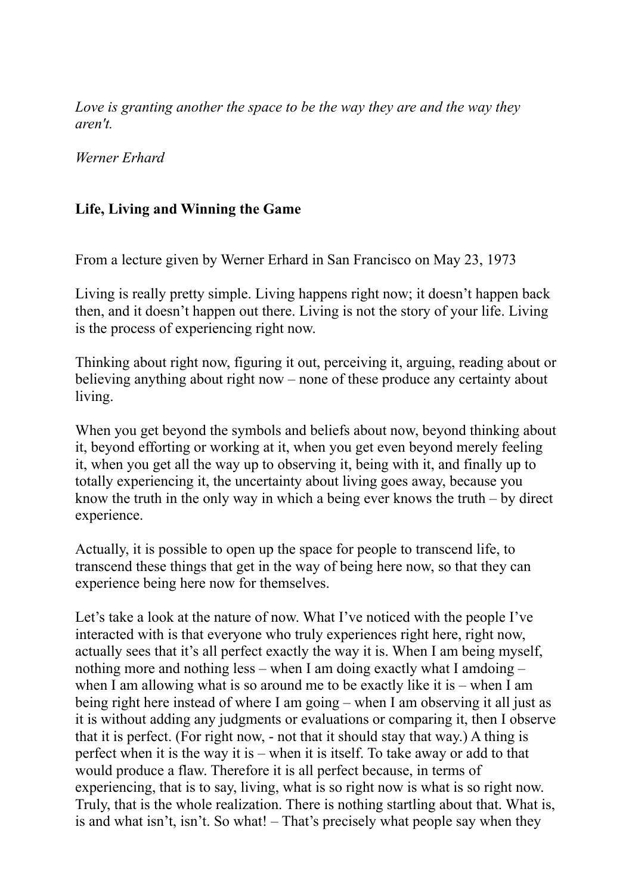*Love is granting another the space to be the way they are and the way they aren't.*

*Werner Erhard*

## Life, Living and Winning the Game

From a lecture given by Werner Erhard in San Francisco on May 23, 1973

Living is really pretty simple. Living happens right now; it doesn't happen back then, and it doesn't happen out there. Living is not the story of your life. Living is the process of experiencing right now.

Thinking about right now, figuring it out, perceiving it, arguing, reading about or believing anything about right now – none of these produce any certainty about living.

When you get beyond the symbols and beliefs about now, beyond thinking about it, beyond efforting or working at it, when you get even beyond merely feeling it, when you get all the way up to observing it, being with it, and finally up to totally experiencing it, the uncertainty about living goes away, because you know the truth in the only way in which a being ever knows the truth – by direct experience.

Actually, it is possible to open up the space for people to transcend life, to transcend these things that get in the way of being here now, so that they can experience being here now for themselves.

Let's take a look at the nature of now. What I've noticed with the people I've interacted with is that everyone who truly experiences right here, right now, actually sees that it's all perfect exactly the way it is. When I am being myself, nothing more and nothing less – when I am doing exactly what I amdoing – when I am allowing what is so around me to be exactly like it is – when I am being right here instead of where I am going – when I am observing it all just as it is without adding any judgments or evaluations or comparing it, then I observe that it is perfect. (For right now, - not that it should stay that way.) A thing is perfect when it is the way it is – when it is itself. To take away or add to that would produce a flaw. Therefore it is all perfect because, in terms of experiencing, that is to say, living, what is so right now is what is so right now. Truly, that is the whole realization. There is nothing startling about that. What is, is and what isn't, isn't. So what! – That's precisely what people say when they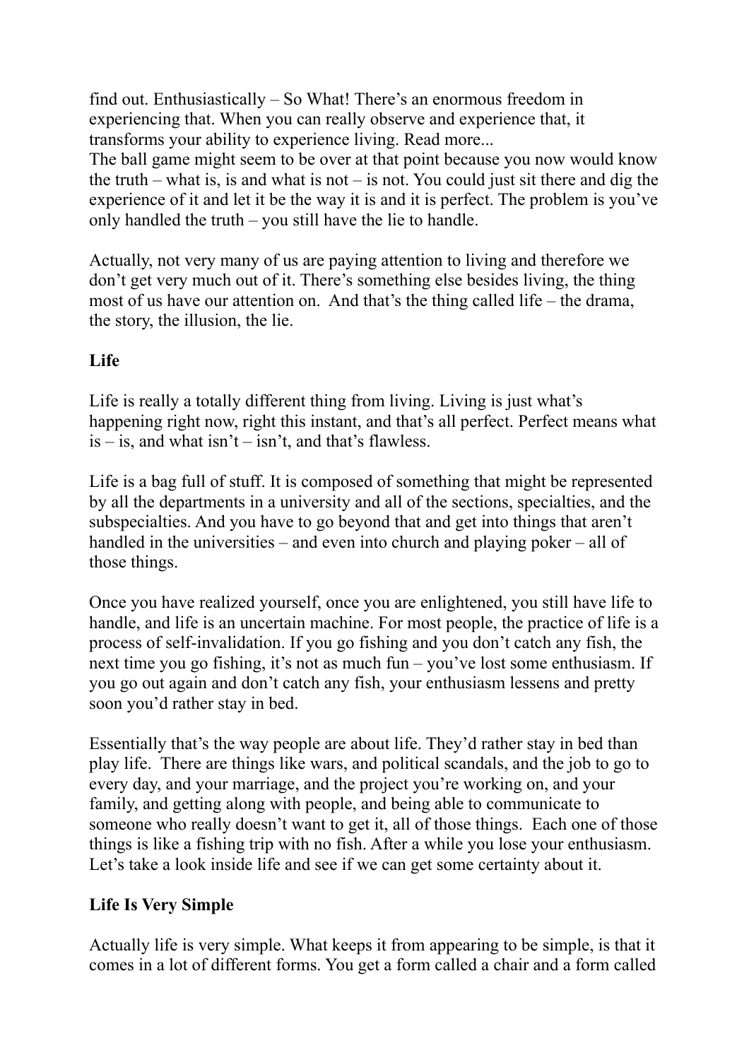find out. Enthusiastically – So What! There's an enormous freedom in experiencing that. When you can really observe and experience that, it transforms your ability to experience living. Read more...
The ball game might seem to be over at that point because you now would know the truth – what is, is and what is not – is not. You could just sit there and dig the experience of it and let it be the way it is and it is perfect. The problem is you've only handled the truth – you still have the lie to handle.

Actually, not very many of us are paying attention to living and therefore we don't get very much out of it. There's something else besides living, the thing most of us have our attention on. And that's the thing called life – the drama, the story, the illusion, the lie.

**Life**

Life is really a totally different thing from living. Living is just what's happening right now, right this instant, and that's all perfect. Perfect means what is – is, and what isn't – isn't, and that's flawless.

Life is a bag full of stuff. It is composed of something that might be represented by all the departments in a university and all of the sections, specialties, and the subspecialties. And you have to go beyond that and get into things that aren't handled in the universities – and even into church and playing poker – all of those things.

Once you have realized yourself, once you are enlightened, you still have life to handle, and life is an uncertain machine. For most people, the practice of life is a process of self-invalidation. If you go fishing and you don't catch any fish, the next time you go fishing, it's not as much fun – you've lost some enthusiasm. If you go out again and don't catch any fish, your enthusiasm lessens and pretty soon you'd rather stay in bed.

Essentially that's the way people are about life. They'd rather stay in bed than play life. There are things like wars, and political scandals, and the job to go to every day, and your marriage, and the project you're working on, and your family, and getting along with people, and being able to communicate to someone who really doesn't want to get it, all of those things. Each one of those things is like a fishing trip with no fish. After a while you lose your enthusiasm. Let's take a look inside life and see if we can get some certainty about it.

**Life Is Very Simple**

Actually life is very simple. What keeps it from appearing to be simple, is that it comes in a lot of different forms. You get a form called a chair and a form called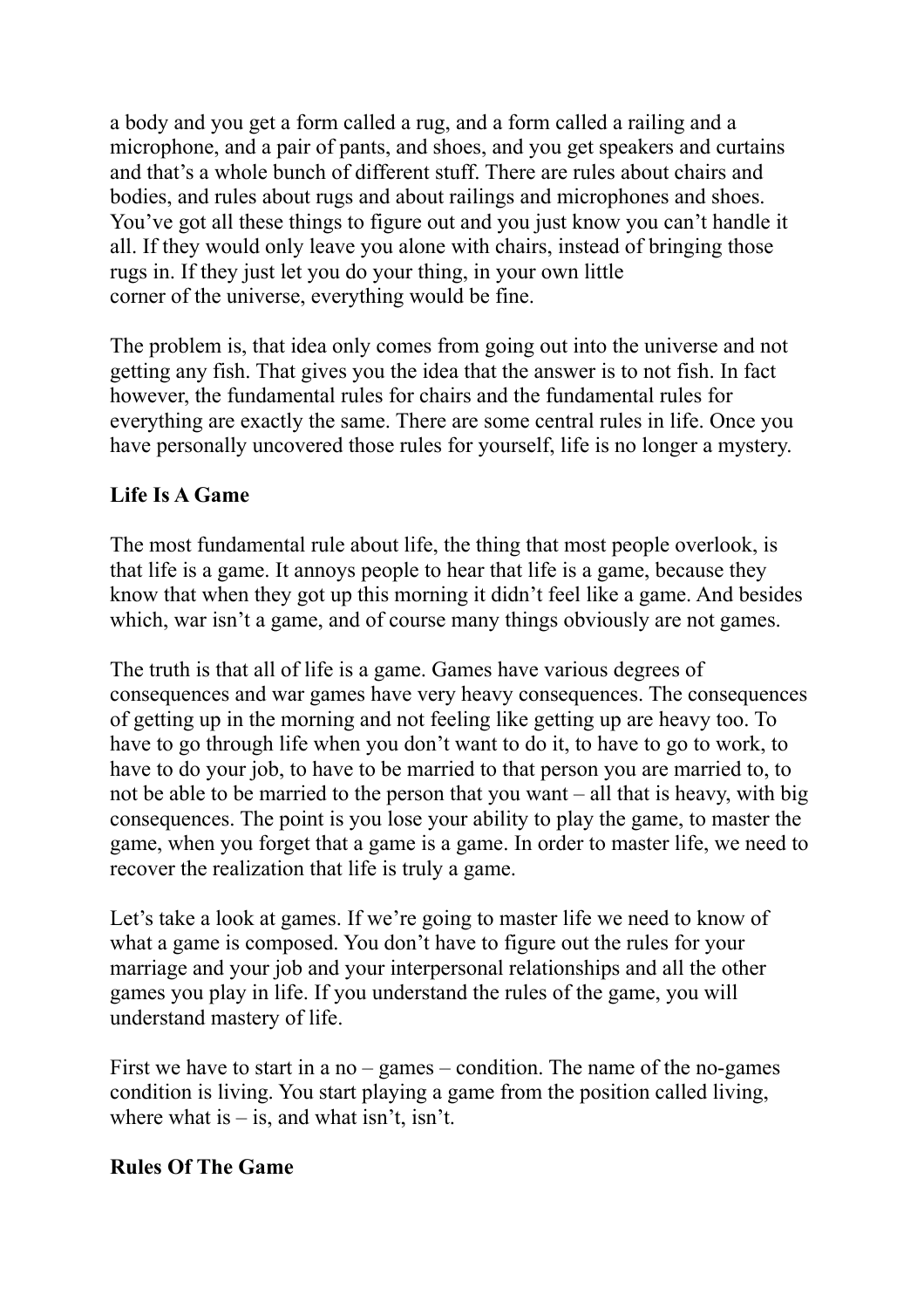a body and you get a form called a rug, and a form called a railing and a microphone, and a pair of pants, and shoes, and you get speakers and curtains and that's a whole bunch of different stuff. There are rules about chairs and bodies, and rules about rugs and about railings and microphones and shoes. You've got all these things to figure out and you just know you can't handle it all. If they would only leave you alone with chairs, instead of bringing those rugs in. If they just let you do your thing, in your own little corner of the universe, everything would be fine.

The problem is, that idea only comes from going out into the universe and not getting any fish. That gives you the idea that the answer is to not fish. In fact however, the fundamental rules for chairs and the fundamental rules for everything are exactly the same. There are some central rules in life. Once you have personally uncovered those rules for yourself, life is no longer a mystery.

**Life Is A Game**

The most fundamental rule about life, the thing that most people overlook, is that life is a game. It annoys people to hear that life is a game, because they know that when they got up this morning it didn't feel like a game. And besides which, war isn't a game, and of course many things obviously are not games.

The truth is that all of life is a game. Games have various degrees of consequences and war games have very heavy consequences. The consequences of getting up in the morning and not feeling like getting up are heavy too. To have to go through life when you don't want to do it, to have to go to work, to have to do your job, to have to be married to that person you are married to, to not be able to be married to the person that you want – all that is heavy, with big consequences. The point is you lose your ability to play the game, to master the game, when you forget that a game is a game. In order to master life, we need to recover the realization that life is truly a game.

Let's take a look at games. If we're going to master life we need to know of what a game is composed. You don't have to figure out the rules for your marriage and your job and your interpersonal relationships and all the other games you play in life. If you understand the rules of the game, you will understand mastery of life.

First we have to start in a no – games – condition. The name of the no-games condition is living. You start playing a game from the position called living, where what is – is, and what isn't, isn't.

**Rules Of The Game**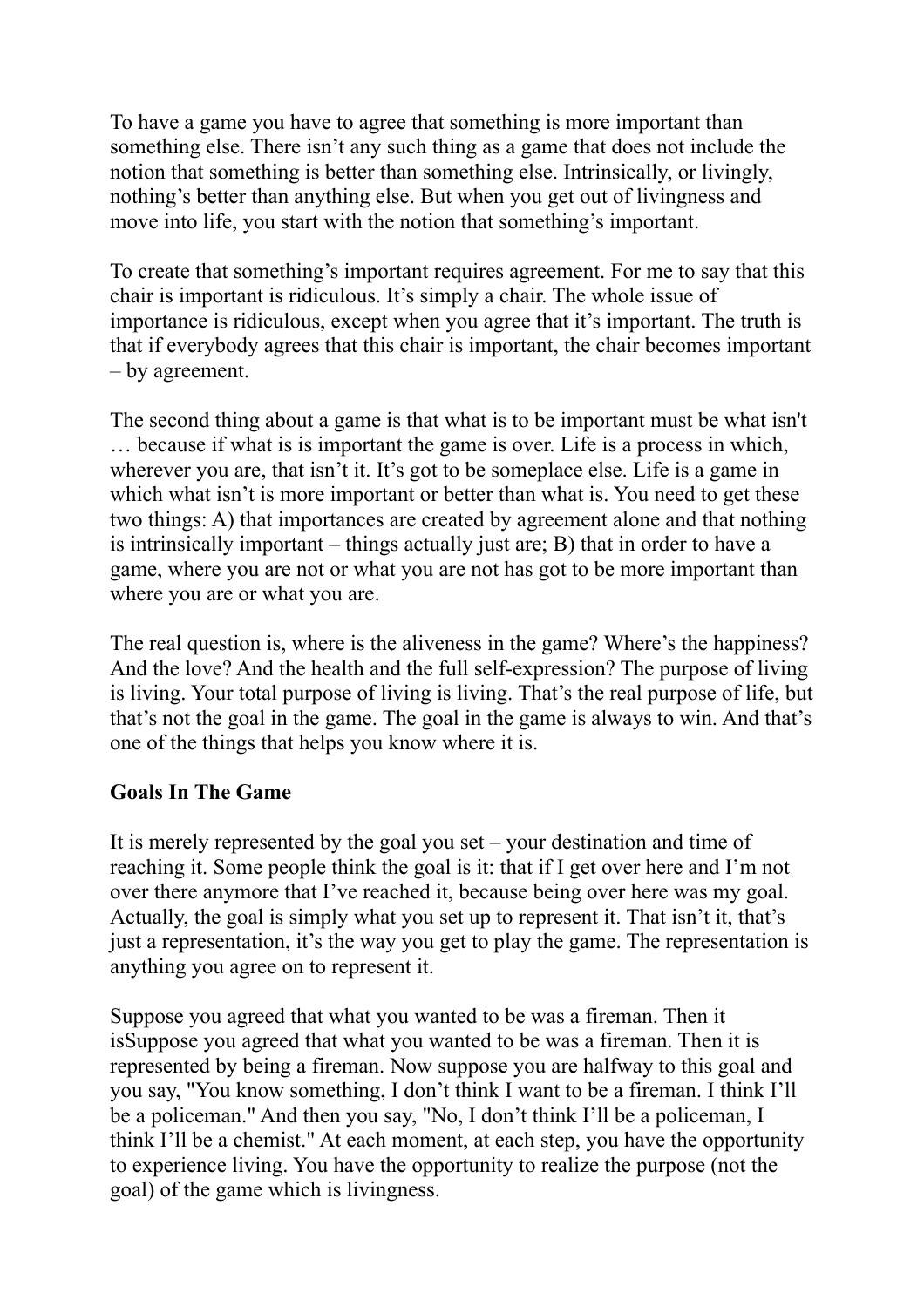To have a game you have to agree that something is more important than something else. There isn't any such thing as a game that does not include the notion that something is better than something else. Intrinsically, or livingly, nothing's better than anything else. But when you get out of livingness and move into life, you start with the notion that something's important.

To create that something's important requires agreement. For me to say that this chair is important is ridiculous. It's simply a chair. The whole issue of importance is ridiculous, except when you agree that it's important. The truth is that if everybody agrees that this chair is important, the chair becomes important – by agreement.

The second thing about a game is that what is to be important must be what isn't … because if what is is important the game is over. Life is a process in which, wherever you are, that isn't it. It's got to be someplace else. Life is a game in which what isn't is more important or better than what is. You need to get these two things: A) that importances are created by agreement alone and that nothing is intrinsically important – things actually just are; B) that in order to have a game, where you are not or what you are not has got to be more important than where you are or what you are.

The real question is, where is the aliveness in the game? Where's the happiness? And the love? And the health and the full self-expression? The purpose of living is living. Your total purpose of living is living. That's the real purpose of life, but that's not the goal in the game. The goal in the game is always to win. And that's one of the things that helps you know where it is.

**Goals In The Game**

It is merely represented by the goal you set – your destination and time of reaching it. Some people think the goal is it: that if I get over here and I'm not over there anymore that I've reached it, because being over here was my goal. Actually, the goal is simply what you set up to represent it. That isn't it, that's just a representation, it's the way you get to play the game. The representation is anything you agree on to represent it.

Suppose you agreed that what you wanted to be was a fireman. Then it isSuppose you agreed that what you wanted to be was a fireman. Then it is represented by being a fireman. Now suppose you are halfway to this goal and you say, "You know something, I don't think I want to be a fireman. I think I'll be a policeman." And then you say, "No, I don't think I'll be a policeman, I think I'll be a chemist." At each moment, at each step, you have the opportunity to experience living. You have the opportunity to realize the purpose (not the goal) of the game which is livingness.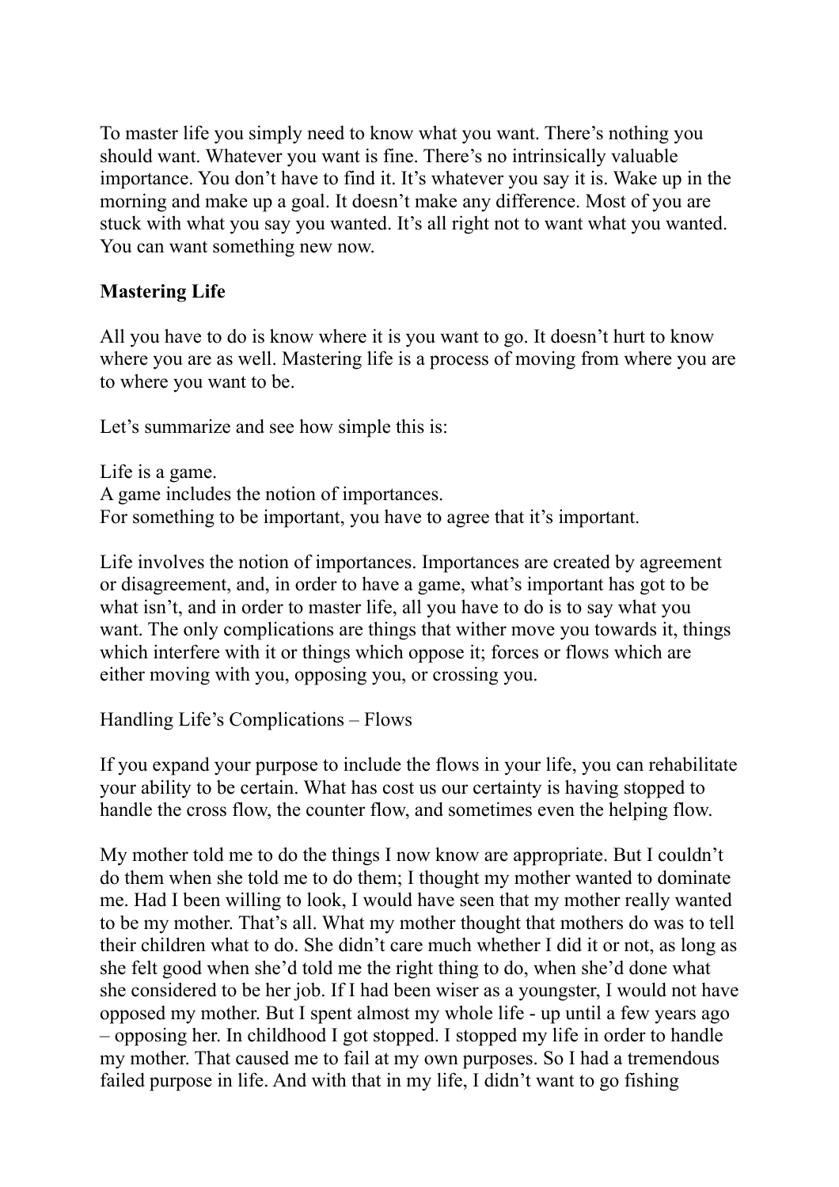To master life you simply need to know what you want. There's nothing you should want. Whatever you want is fine. There's no intrinsically valuable importance. You don't have to find it. It's whatever you say it is. Wake up in the morning and make up a goal. It doesn't make any difference. Most of you are stuck with what you say you wanted. It's all right not to want what you wanted. You can want something new now.

**Mastering Life**

All you have to do is know where it is you want to go. It doesn't hurt to know where you are as well. Mastering life is a process of moving from where you are to where you want to be.

Let's summarize and see how simple this is:

Life is a game.
A game includes the notion of importances.
For something to be important, you have to agree that it's important.

Life involves the notion of importances. Importances are created by agreement or disagreement, and, in order to have a game, what's important has got to be what isn't, and in order to master life, all you have to do is to say what you want. The only complications are things that wither move you towards it, things which interfere with it or things which oppose it; forces or flows which are either moving with you, opposing you, or crossing you.

Handling Life's Complications – Flows

If you expand your purpose to include the flows in your life, you can rehabilitate your ability to be certain. What has cost us our certainty is having stopped to handle the cross flow, the counter flow, and sometimes even the helping flow.

My mother told me to do the things I now know are appropriate. But I couldn't do them when she told me to do them; I thought my mother wanted to dominate me. Had I been willing to look, I would have seen that my mother really wanted to be my mother. That's all. What my mother thought that mothers do was to tell their children what to do. She didn't care much whether I did it or not, as long as she felt good when she'd told me the right thing to do, when she'd done what she considered to be her job. If I had been wiser as a youngster, I would not have opposed my mother. But I spent almost my whole life - up until a few years ago – opposing her. In childhood I got stopped. I stopped my life in order to handle my mother. That caused me to fail at my own purposes. So I had a tremendous failed purpose in life. And with that in my life, I didn't want to go fishing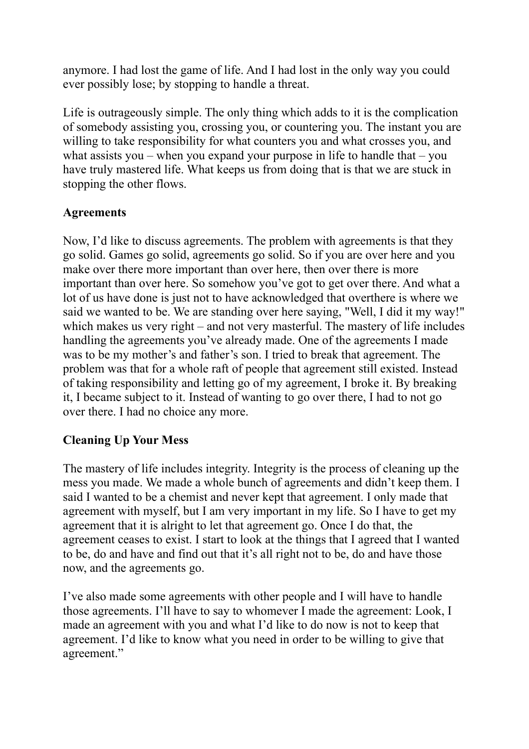anymore. I had lost the game of life. And I had lost in the only way you could ever possibly lose; by stopping to handle a threat.

Life is outrageously simple. The only thing which adds to it is the complication of somebody assisting you, crossing you, or countering you. The instant you are willing to take responsibility for what counters you and what crosses you, and what assists you – when you expand your purpose in life to handle that – you have truly mastered life. What keeps us from doing that is that we are stuck in stopping the other flows.

### Agreements

Now, I'd like to discuss agreements. The problem with agreements is that they go solid. Games go solid, agreements go solid. So if you are over here and you make over there more important than over here, then over there is more important than over here. So somehow you've got to get over there. And what a lot of us have done is just not to have acknowledged that overthere is where we said we wanted to be. We are standing over here saying, "Well, I did it my way!" which makes us very right – and not very masterful. The mastery of life includes handling the agreements you've already made. One of the agreements I made was to be my mother's and father's son. I tried to break that agreement. The problem was that for a whole raft of people that agreement still existed. Instead of taking responsibility and letting go of my agreement, I broke it. By breaking it, I became subject to it. Instead of wanting to go over there, I had to not go over there. I had no choice any more.

### Cleaning Up Your Mess

The mastery of life includes integrity. Integrity is the process of cleaning up the mess you made. We made a whole bunch of agreements and didn't keep them. I said I wanted to be a chemist and never kept that agreement. I only made that agreement with myself, but I am very important in my life. So I have to get my agreement that it is alright to let that agreement go. Once I do that, the agreement ceases to exist. I start to look at the things that I agreed that I wanted to be, do and have and find out that it's all right not to be, do and have those now, and the agreements go.

I've also made some agreements with other people and I will have to handle those agreements. I'll have to say to whomever I made the agreement: Look, I made an agreement with you and what I'd like to do now is not to keep that agreement. I'd like to know what you need in order to be willing to give that agreement."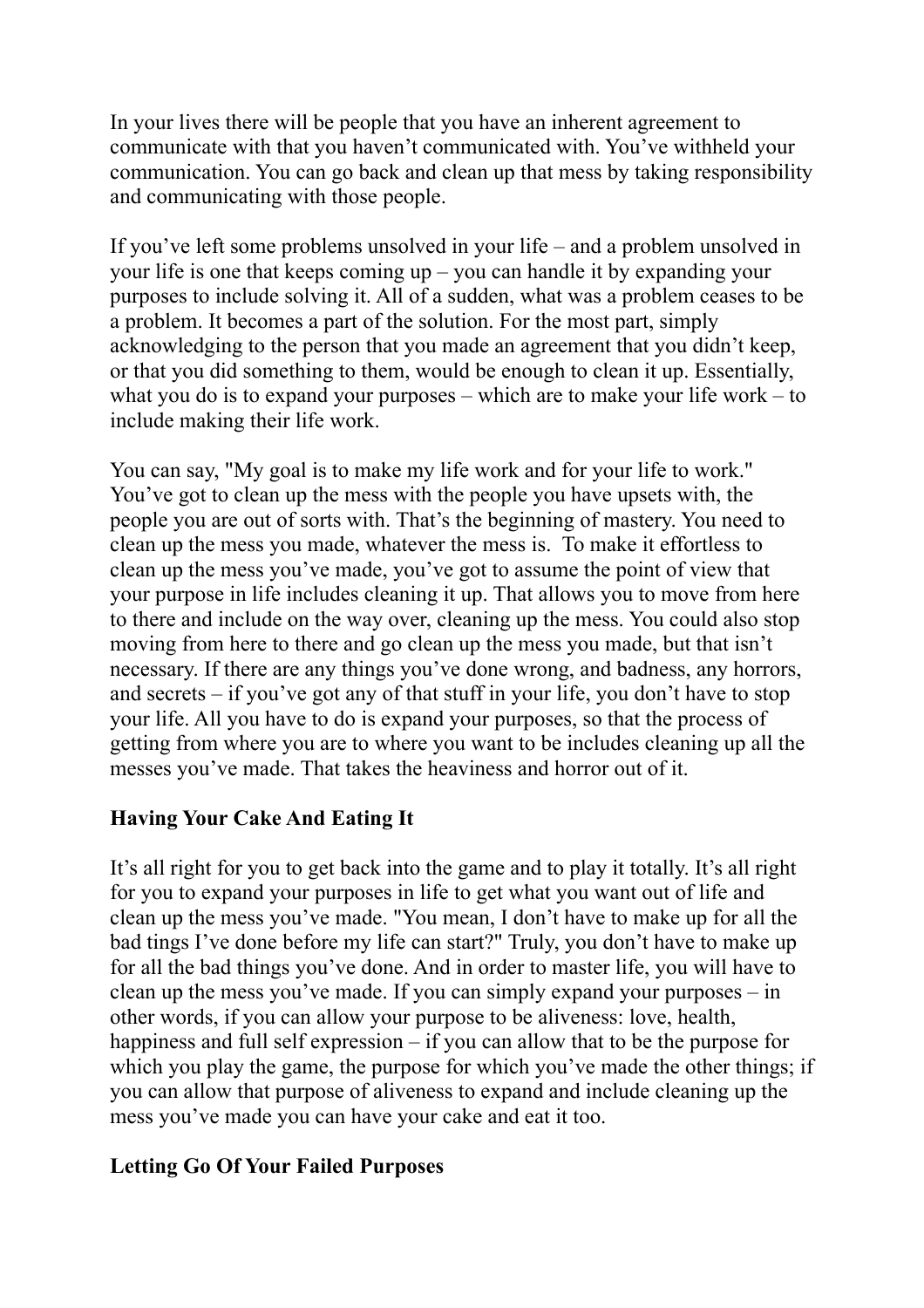In your lives there will be people that you have an inherent agreement to communicate with that you haven't communicated with. You've withheld your communication. You can go back and clean up that mess by taking responsibility and communicating with those people.

If you've left some problems unsolved in your life – and a problem unsolved in your life is one that keeps coming up – you can handle it by expanding your purposes to include solving it. All of a sudden, what was a problem ceases to be a problem. It becomes a part of the solution. For the most part, simply acknowledging to the person that you made an agreement that you didn't keep, or that you did something to them, would be enough to clean it up. Essentially, what you do is to expand your purposes – which are to make your life work – to include making their life work.

You can say, "My goal is to make my life work and for your life to work." You've got to clean up the mess with the people you have upsets with, the people you are out of sorts with. That's the beginning of mastery. You need to clean up the mess you made, whatever the mess is. To make it effortless to clean up the mess you've made, you've got to assume the point of view that your purpose in life includes cleaning it up. That allows you to move from here to there and include on the way over, cleaning up the mess. You could also stop moving from here to there and go clean up the mess you made, but that isn't necessary. If there are any things you've done wrong, and badness, any horrors, and secrets – if you've got any of that stuff in your life, you don't have to stop your life. All you have to do is expand your purposes, so that the process of getting from where you are to where you want to be includes cleaning up all the messes you've made. That takes the heaviness and horror out of it.

## Having Your Cake And Eating It

It's all right for you to get back into the game and to play it totally. It's all right for you to expand your purposes in life to get what you want out of life and clean up the mess you've made. "You mean, I don't have to make up for all the bad tings I've done before my life can start?" Truly, you don't have to make up for all the bad things you've done. And in order to master life, you will have to clean up the mess you've made. If you can simply expand your purposes – in other words, if you can allow your purpose to be aliveness: love, health, happiness and full self expression – if you can allow that to be the purpose for which you play the game, the purpose for which you've made the other things; if you can allow that purpose of aliveness to expand and include cleaning up the mess you've made you can have your cake and eat it too.

## Letting Go Of Your Failed Purposes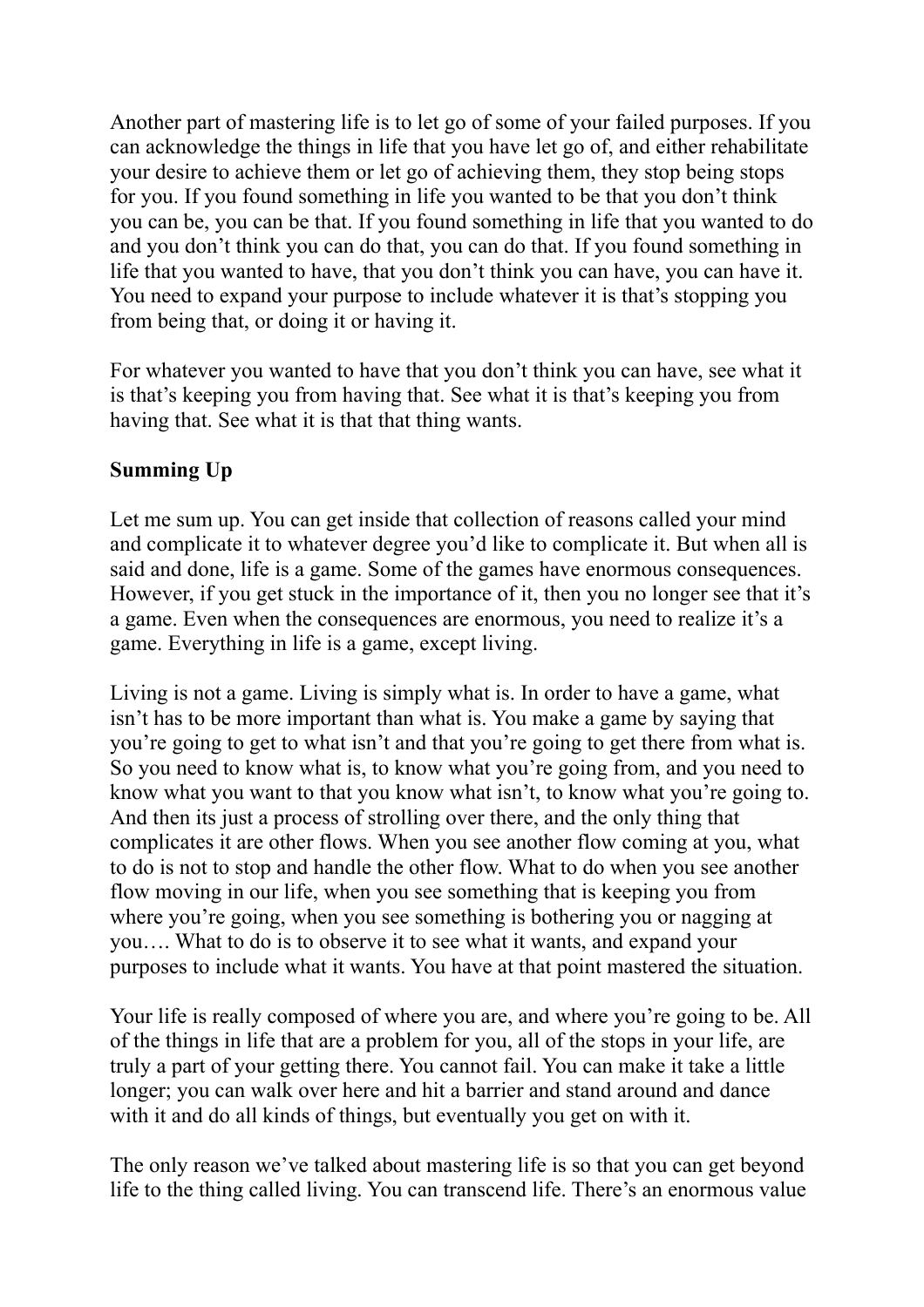Another part of mastering life is to let go of some of your failed purposes. If you can acknowledge the things in life that you have let go of, and either rehabilitate your desire to achieve them or let go of achieving them, they stop being stops for you. If you found something in life you wanted to be that you don't think you can be, you can be that. If you found something in life that you wanted to do and you don't think you can do that, you can do that. If you found something in life that you wanted to have, that you don't think you can have, you can have it. You need to expand your purpose to include whatever it is that's stopping you from being that, or doing it or having it.

For whatever you wanted to have that you don't think you can have, see what it is that's keeping you from having that. See what it is that's keeping you from having that. See what it is that that thing wants.

**Summing Up**

Let me sum up. You can get inside that collection of reasons called your mind and complicate it to whatever degree you'd like to complicate it. But when all is said and done, life is a game. Some of the games have enormous consequences. However, if you get stuck in the importance of it, then you no longer see that it's a game. Even when the consequences are enormous, you need to realize it's a game. Everything in life is a game, except living.

Living is not a game. Living is simply what is. In order to have a game, what isn't has to be more important than what is. You make a game by saying that you're going to get to what isn't and that you're going to get there from what is. So you need to know what is, to know what you're going from, and you need to know what you want to that you know what isn't, to know what you're going to. And then its just a process of strolling over there, and the only thing that complicates it are other flows. When you see another flow coming at you, what to do is not to stop and handle the other flow. What to do when you see another flow moving in our life, when you see something that is keeping you from where you're going, when you see something is bothering you or nagging at you…. What to do is to observe it to see what it wants, and expand your purposes to include what it wants. You have at that point mastered the situation.

Your life is really composed of where you are, and where you're going to be. All of the things in life that are a problem for you, all of the stops in your life, are truly a part of your getting there. You cannot fail. You can make it take a little longer; you can walk over here and hit a barrier and stand around and dance with it and do all kinds of things, but eventually you get on with it.

The only reason we've talked about mastering life is so that you can get beyond life to the thing called living. You can transcend life. There's an enormous value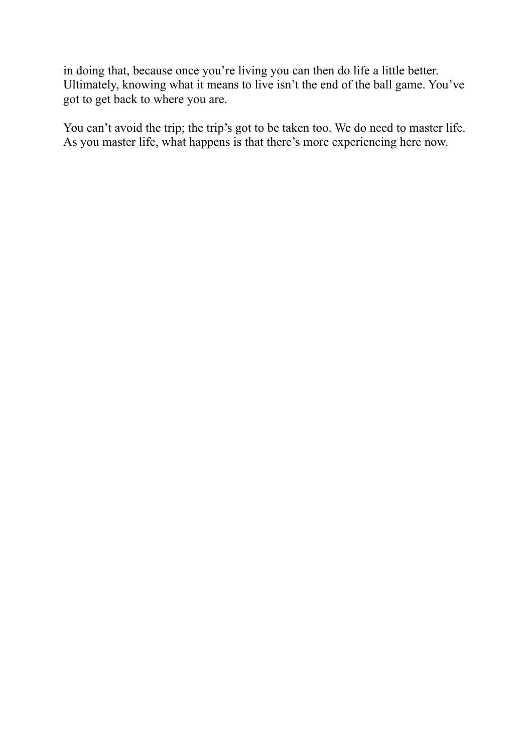in doing that, because once you're living you can then do life a little better. Ultimately, knowing what it means to live isn't the end of the ball game. You've got to get back to where you are.

You can't avoid the trip; the trip's got to be taken too. We do need to master life. As you master life, what happens is that there's more experiencing here now.